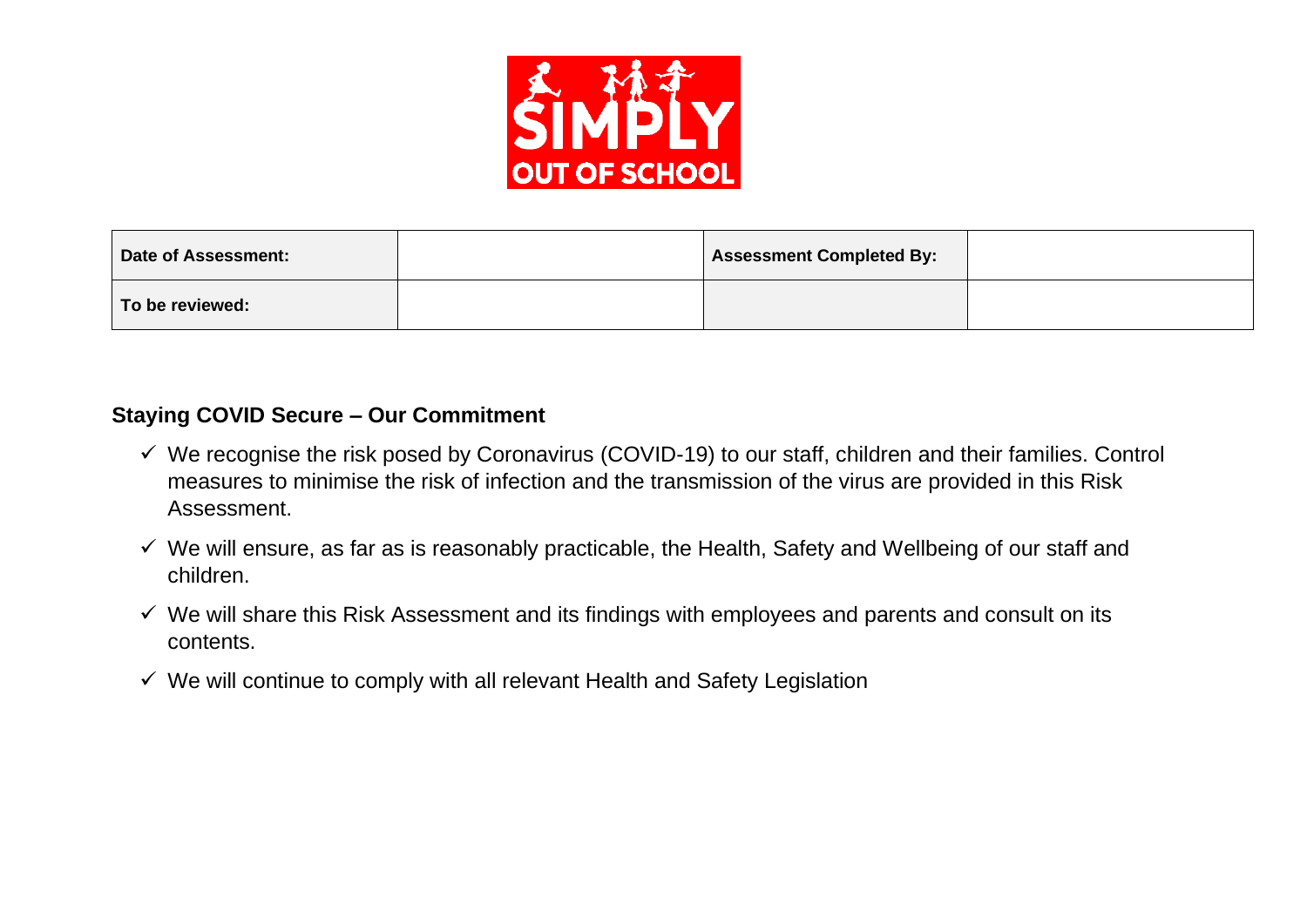SIMPLY OUT OF SCHOOL

| Date of Assessment: | | Assessment Completed By: | |
| --- | --- | --- | --- |
| To be reviewed: | | | |

## Staying COVID Secure – Our Commitment

- ✓ We recognise the risk posed by Coronavirus (COVID-19) to our staff, children and their families. Control measures to minimise the risk of infection and the transmission of the virus are provided in this Risk Assessment.
- ✓ We will ensure, as far as is reasonably practicable, the Health, Safety and Wellbeing of our staff and children.
- ✓ We will share this Risk Assessment and its findings with employees and parents and consult on its contents.
- ✓ We will continue to comply with all relevant Health and Safety Legislation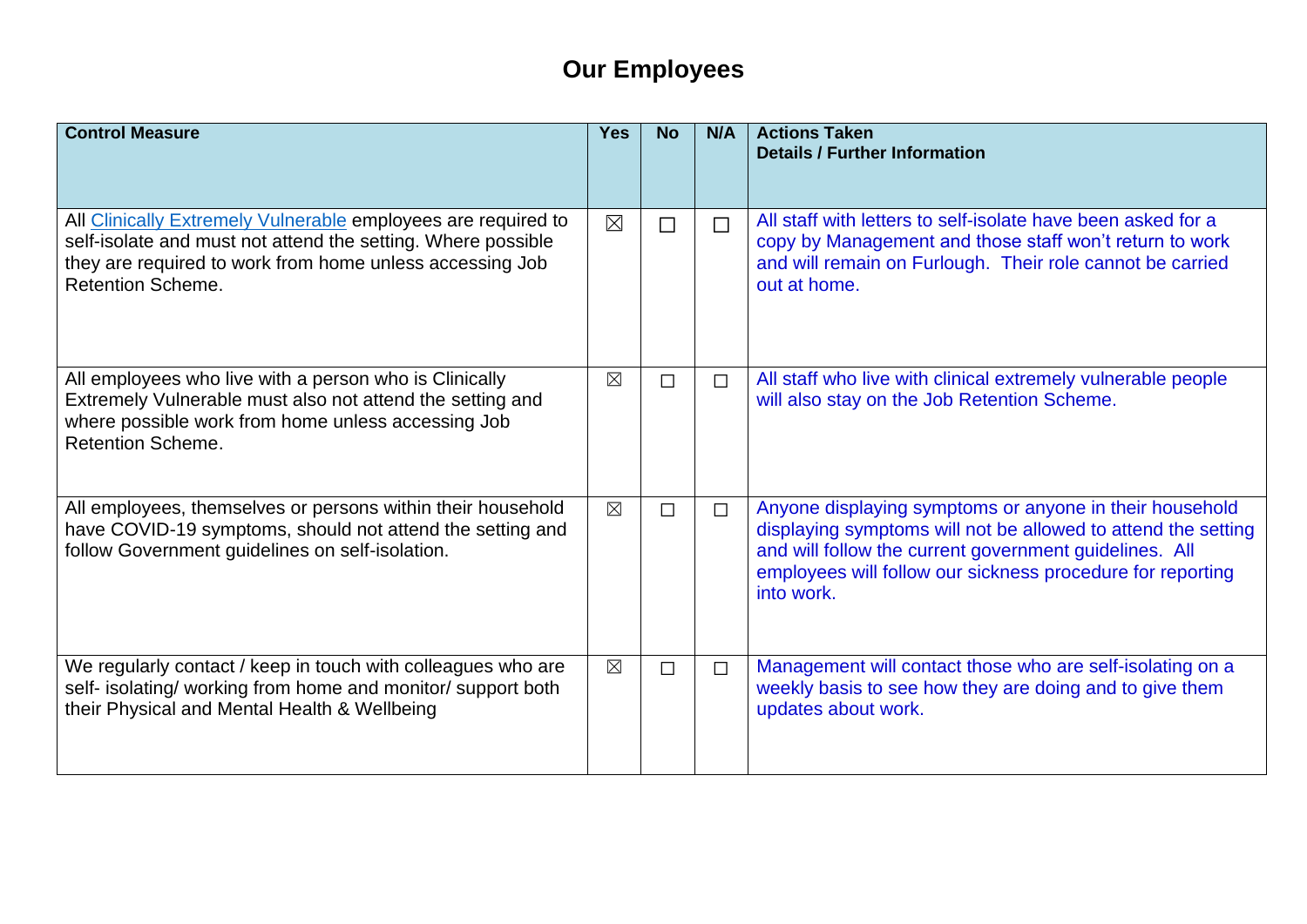# Our Employees

| Control Measure | Yes | No | N/A | Actions Taken<br>Details / Further Information |
|---|---|---|---|---|
| All Clinically Extremely Vulnerable employees are required to self-isolate and must not attend the setting. Where possible they are required to work from home unless accessing Job Retention Scheme. | ☒ | ☐ | ☐ | All staff with letters to self-isolate have been asked for a copy by Management and those staff won't return to work and will remain on Furlough. Their role cannot be carried out at home. |
| All employees who live with a person who is Clinically Extremely Vulnerable must also not attend the setting and where possible work from home unless accessing Job Retention Scheme. | ☒ | ☐ | ☐ | All staff who live with clinical extremely vulnerable people will also stay on the Job Retention Scheme. |
| All employees, themselves or persons within their household have COVID-19 symptoms, should not attend the setting and follow Government guidelines on self-isolation. | ☒ | ☐ | ☐ | Anyone displaying symptoms or anyone in their household displaying symptoms will not be allowed to attend the setting and will follow the current government guidelines. All employees will follow our sickness procedure for reporting into work. |
| We regularly contact / keep in touch with colleagues who are self- isolating/ working from home and monitor/ support both their Physical and Mental Health & Wellbeing | ☒ | ☐ | ☐ | Management will contact those who are self-isolating on a weekly basis to see how they are doing and to give them updates about work. |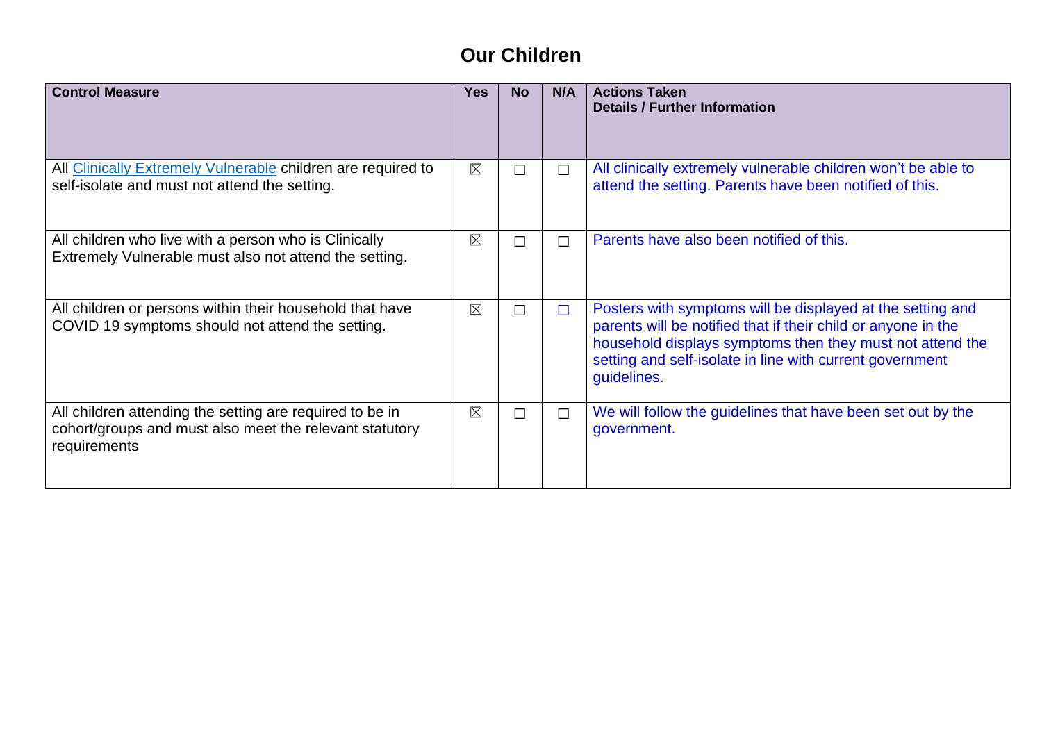# Our Children

| Control Measure | Yes | No | N/A | Actions Taken<br>Details / Further Information |
|---|---|---|---|---|
| All Clinically Extremely Vulnerable children are required to self-isolate and must not attend the setting. | ☒ | ☐ | ☐ | All clinically extremely vulnerable children won't be able to attend the setting. Parents have been notified of this. |
| All children who live with a person who is Clinically Extremely Vulnerable must also not attend the setting. | ☒ | ☐ | ☐ | Parents have also been notified of this. |
| All children or persons within their household that have COVID 19 symptoms should not attend the setting. | ☒ | ☐ | ☐ | Posters with symptoms will be displayed at the setting and parents will be notified that if their child or anyone in the household displays symptoms then they must not attend the setting and self-isolate in line with current government guidelines. |
| All children attending the setting are required to be in cohort/groups and must also meet the relevant statutory requirements | ☒ | ☐ | ☐ | We will follow the guidelines that have been set out by the government. |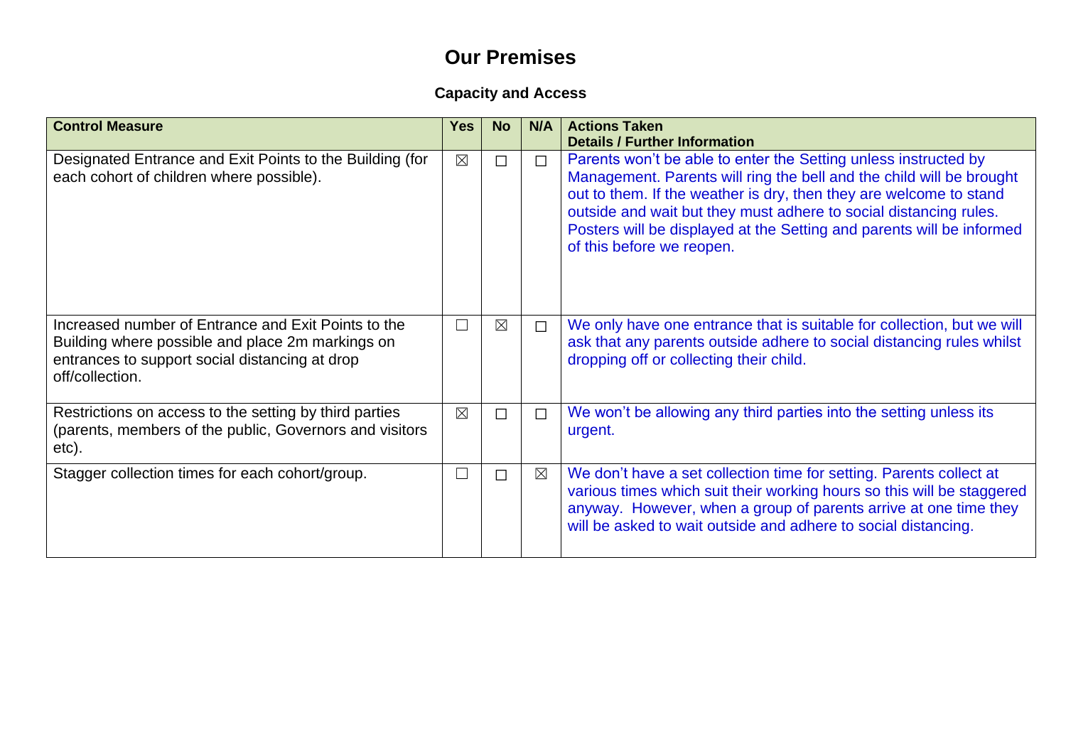# Our Premises

## Capacity and Access

| Control Measure | Yes | No | N/A | Actions Taken<br>Details / Further Information |
|---|---|---|---|---|
| Designated Entrance and Exit Points to the Building (for each cohort of children where possible). | ☒ | ☐ | ☐ | Parents won't be able to enter the Setting unless instructed by Management. Parents will ring the bell and the child will be brought out to them. If the weather is dry, then they are welcome to stand outside and wait but they must adhere to social distancing rules. Posters will be displayed at the Setting and parents will be informed of this before we reopen. |
| Increased number of Entrance and Exit Points to the Building where possible and place 2m markings on entrances to support social distancing at drop off/collection. | ☐ | ☒ | ☐ | We only have one entrance that is suitable for collection, but we will ask that any parents outside adhere to social distancing rules whilst dropping off or collecting their child. |
| Restrictions on access to the setting by third parties (parents, members of the public, Governors and visitors etc). | ☒ | ☐ | ☐ | We won't be allowing any third parties into the setting unless its urgent. |
| Stagger collection times for each cohort/group. | ☐ | ☐ | ☒ | We don't have a set collection time for setting. Parents collect at various times which suit their working hours so this will be staggered anyway. However, when a group of parents arrive at one time they will be asked to wait outside and adhere to social distancing. |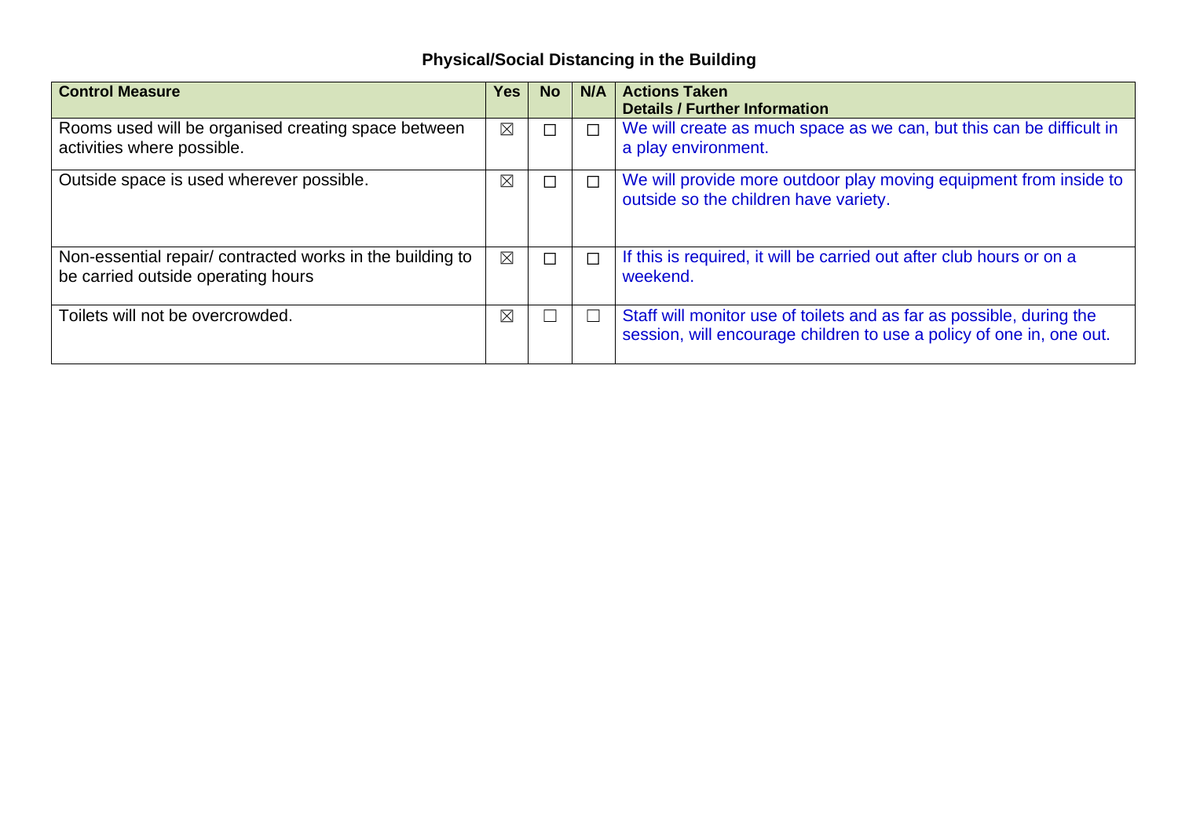## Physical/Social Distancing in the Building

| Control Measure | Yes | No | N/A | Actions Taken<br>Details / Further Information |
|---|---|---|---|---|
| Rooms used will be organised creating space between activities where possible. | ☒ | ☐ | ☐ | We will create as much space as we can, but this can be difficult in a play environment. |
| Outside space is used wherever possible. | ☒ | ☐ | ☐ | We will provide more outdoor play moving equipment from inside to outside so the children have variety. |
| Non-essential repair/ contracted works in the building to be carried outside operating hours | ☒ | ☐ | ☐ | If this is required, it will be carried out after club hours or on a weekend. |
| Toilets will not be overcrowded. | ☒ | ☐ | ☐ | Staff will monitor use of toilets and as far as possible, during the session, will encourage children to use a policy of one in, one out. |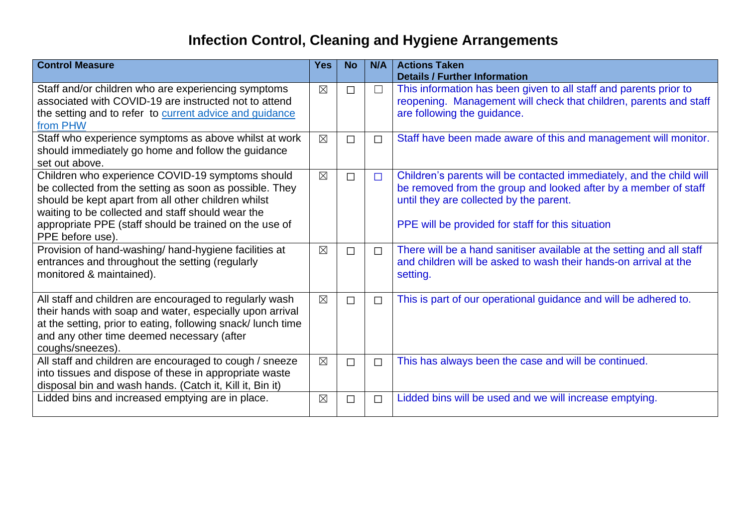# Infection Control, Cleaning and Hygiene Arrangements

| Control Measure | Yes | No | N/A | Actions Taken<br>Details / Further Information |
|---|---|---|---|---|
| Staff and/or children who are experiencing symptoms associated with COVID-19 are instructed not to attend the setting and to refer to [current advice and guidance from PHW]() | ☒ | ☐ | ☐ | This information has been given to all staff and parents prior to reopening. Management will check that children, parents and staff are following the guidance. |
| Staff who experience symptoms as above whilst at work should immediately go home and follow the guidance set out above. | ☒ | ☐ | ☐ | Staff have been made aware of this and management will monitor. |
| Children who experience COVID-19 symptoms should be collected from the setting as soon as possible. They should be kept apart from all other children whilst waiting to be collected and staff should wear the appropriate PPE (staff should be trained on the use of PPE before use). | ☒ | ☐ | ☐ | Children's parents will be contacted immediately, and the child will be removed from the group and looked after by a member of staff until they are collected by the parent.<br><br>PPE will be provided for staff for this situation |
| Provision of hand-washing/ hand-hygiene facilities at entrances and throughout the setting (regularly monitored & maintained). | ☒ | ☐ | ☐ | There will be a hand sanitiser available at the setting and all staff and children will be asked to wash their hands-on arrival at the setting. |
| All staff and children are encouraged to regularly wash their hands with soap and water, especially upon arrival at the setting, prior to eating, following snack/ lunch time and any other time deemed necessary (after coughs/sneezes). | ☒ | ☐ | ☐ | This is part of our operational guidance and will be adhered to. |
| All staff and children are encouraged to cough / sneeze into tissues and dispose of these in appropriate waste disposal bin and wash hands. (Catch it, Kill it, Bin it) | ☒ | ☐ | ☐ | This has always been the case and will be continued. |
| Lidded bins and increased emptying are in place. | ☒ | ☐ | ☐ | Lidded bins will be used and we will increase emptying. |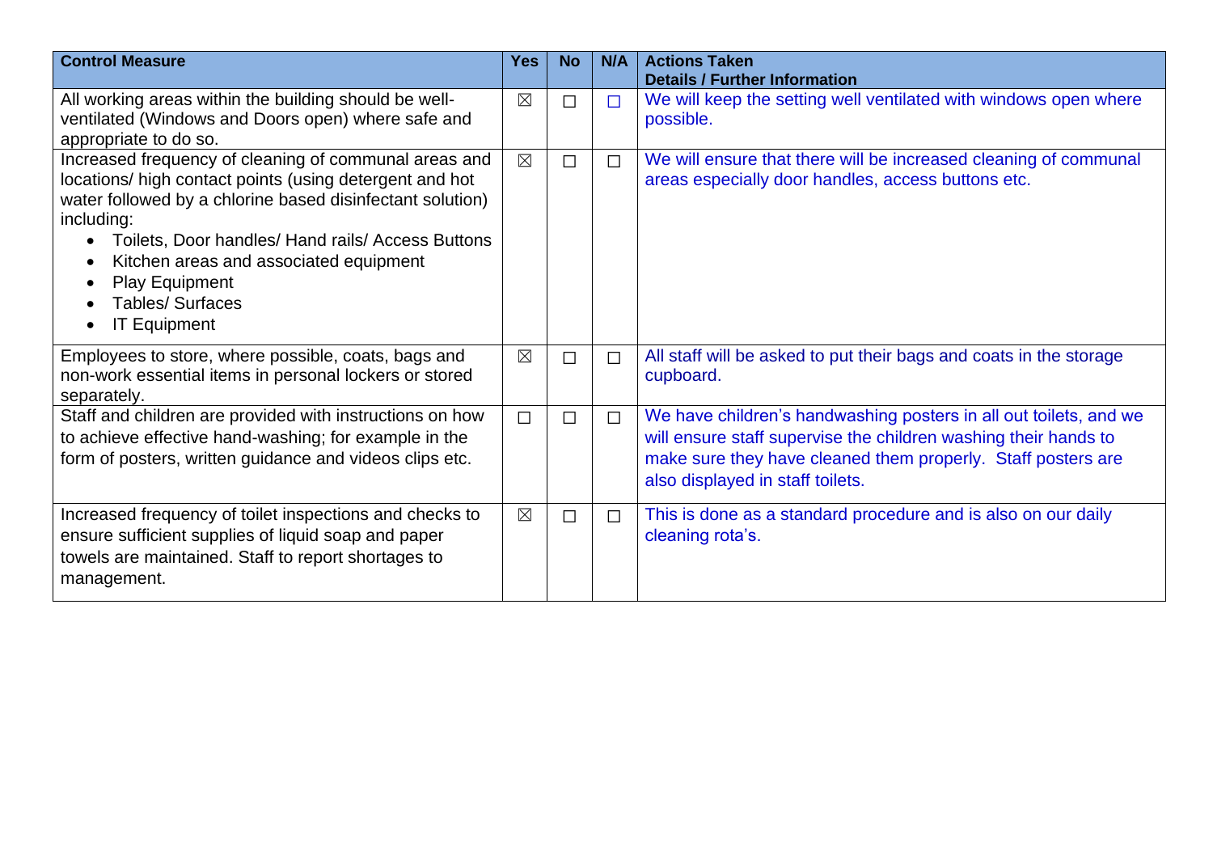| Control Measure | Yes | No | N/A | Actions Taken<br>Details / Further Information |
|---|---|---|---|---|
| All working areas within the building should be well-ventilated (Windows and Doors open) where safe and appropriate to do so. | ☒ | ☐ | ☐ | We will keep the setting well ventilated with windows open where possible. |
| Increased frequency of cleaning of communal areas and locations/ high contact points (using detergent and hot water followed by a chlorine based disinfectant solution) including:<br>• Toilets, Door handles/ Hand rails/ Access Buttons<br>• Kitchen areas and associated equipment<br>• Play Equipment<br>• Tables/ Surfaces<br>• IT Equipment | ☒ | ☐ | ☐ | We will ensure that there will be increased cleaning of communal areas especially door handles, access buttons etc. |
| Employees to store, where possible, coats, bags and non-work essential items in personal lockers or stored separately. | ☒ | ☐ | ☐ | All staff will be asked to put their bags and coats in the storage cupboard. |
| Staff and children are provided with instructions on how to achieve effective hand-washing; for example in the form of posters, written guidance and videos clips etc. | ☐ | ☐ | ☐ | We have children's handwashing posters in all out toilets, and we will ensure staff supervise the children washing their hands to make sure they have cleaned them properly. Staff posters are also displayed in staff toilets. |
| Increased frequency of toilet inspections and checks to ensure sufficient supplies of liquid soap and paper towels are maintained. Staff to report shortages to management. | ☒ | ☐ | ☐ | This is done as a standard procedure and is also on our daily cleaning rota's. |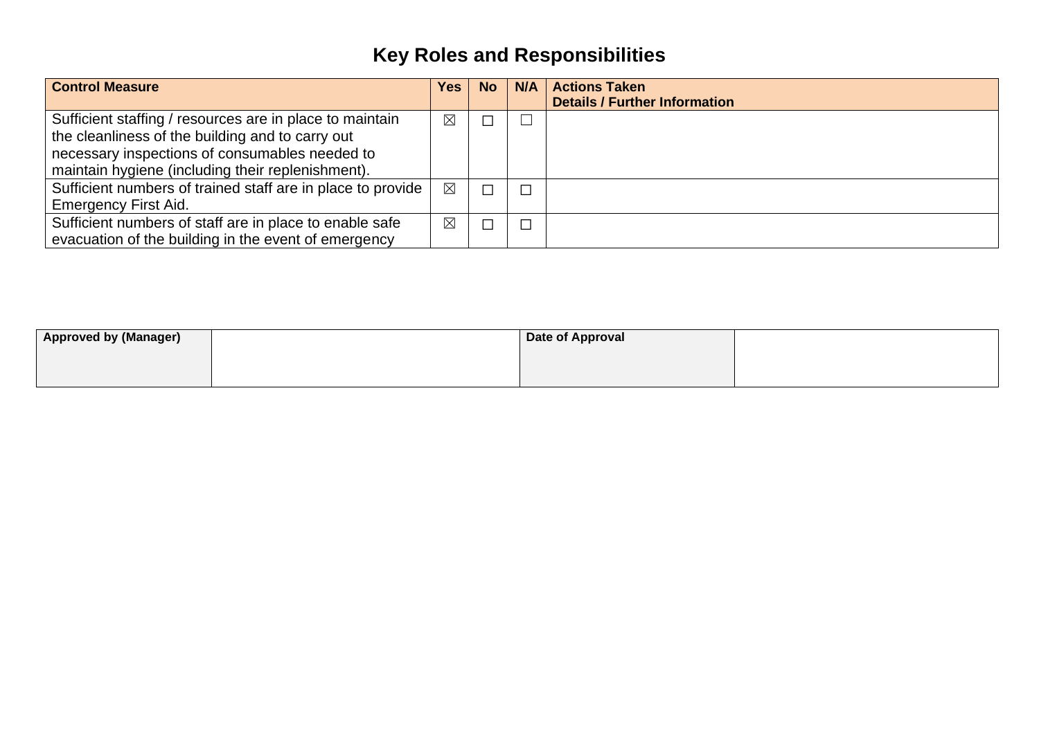# Key Roles and Responsibilities

| Control Measure | Yes | No | N/A | Actions Taken<br>Details / Further Information |
|---|---|---|---|---|
| Sufficient staffing / resources are in place to maintain the cleanliness of the building and to carry out necessary inspections of consumables needed to maintain hygiene (including their replenishment). | ☒ | ☐ | ☐ | |
| Sufficient numbers of trained staff are in place to provide Emergency First Aid. | ☒ | ☐ | ☐ | |
| Sufficient numbers of staff are in place to enable safe evacuation of the building in the event of emergency | ☒ | ☐ | ☐ | |

| | | | |
|---|---|---|---|
| **Approved by (Manager)** | | **Date of Approval** | |